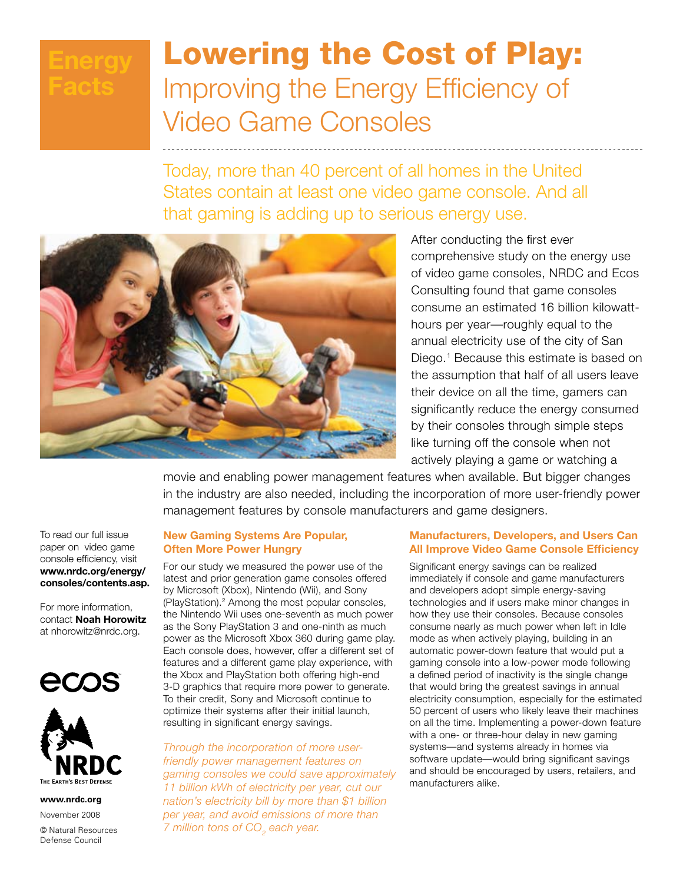Energy Facts

# Lowering the Cost of Play: Improving the Energy Efficiency of Video Game Consoles

Today, more than 40 percent of all homes in the United States contain at least one video game console. And all that gaming is adding up to serious energy use.

After conducting the first ever comprehensive study on the energy use of video game consoles, NRDC and Ecos Consulting found that game consoles consume an estimated 16 billion kilowatt-hours per year—roughly equal to the annual electricity use of the city of San Diego.[1] Because this estimate is based on the assumption that half of all users leave their device on all the time, gamers can significantly reduce the energy consumed by their consoles through simple steps like turning off the console when not actively playing a game or watching a movie and enabling power management features when available. But bigger changes in the industry are also needed, including the incorporation of more user-friendly power management features by console manufacturers and game designers.

## New Gaming Systems Are Popular, Often More Power Hungry

For our study we measured the power use of the latest and prior generation game consoles offered by Microsoft (Xbox), Nintendo (Wii), and Sony (PlayStation).[2] Among the most popular consoles, the Nintendo Wii uses one-seventh as much power as the Sony PlayStation 3 and one-ninth as much power as the Microsoft Xbox 360 during game play. Each console does, however, offer a different set of features and a different game play experience, with the Xbox and PlayStation both offering high-end 3-D graphics that require more power to generate. To their credit, Sony and Microsoft continue to optimize their systems after their initial launch, resulting in significant energy savings.

*Through the incorporation of more user-friendly power management features on gaming consoles we could save approximately 11 billion kWh of electricity per year, cut our nation's electricity bill by more than $1 billion per year, and avoid emissions of more than 7 million tons of $CO_2$ each year.*

## Manufacturers, Developers, and Users Can All Improve Video Game Console Efficiency

Significant energy savings can be realized immediately if console and game manufacturers and developers adopt simple energy-saving technologies and if users make minor changes in how they use their consoles. Because consoles consume nearly as much power when left in Idle mode as when actively playing, building in an automatic power-down feature that would put a gaming console into a low-power mode following a defined period of inactivity is the single change that would bring the greatest savings in annual electricity consumption, especially for the estimated 50 percent of users who likely leave their machines on all the time. Implementing a power-down feature with a one- or three-hour delay in new gaming systems—and systems already in homes via software update—would bring significant savings and should be encouraged by users, retailers, and manufacturers alike.

To read our full issue paper on video game console efficiency, visit **www.nrdc.org/energy/consoles/contents.asp.**

For more information, contact **Noah Horowitz** at nhorowitz@nrdc.org.

ecos

NRDC
THE EARTH'S BEST DEFENSE

**www.nrdc.org**

November 2008

© Natural Resources Defense Council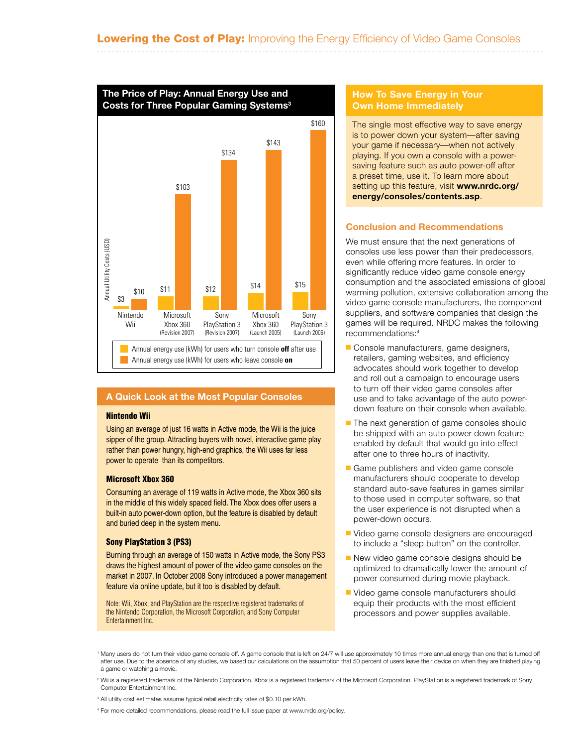# **Lowering the Cost of Play:** Improving the Energy Efficiency of Video Game Consoles

## The Price of Play: Annual Energy Use and Costs for Three Popular Gaming Systems[3]

Annual Utility Costs (USD)

$3
$10
$11
$103
$12
$134
$14
$143
$15
$160

Nintendo Wii
Microsoft Xbox 360 (Revision 2007)
Sony PlayStation 3 (Revision 2007)
Microsoft Xbox 360 (Launch 2005)
Sony PlayStation 3 (Launch 2006)

Annual energy use (kWh) for users who turn console **off** after use
Annual energy use (kWh) for users who leave console **on**

## A Quick Look at the Most Popular Consoles

### Nintendo Wii

Using an average of just 16 watts in Active mode, the Wii is the juice sipper of the group. Attracting buyers with novel, interactive game play rather than power hungry, high-end graphics, the Wii uses far less power to operate than its competitors.

### Microsoft Xbox 360

Consuming an average of 119 watts in Active mode, the Xbox 360 sits in the middle of this widely spaced field. The Xbox does offer users a built-in auto power-down option, but the feature is disabled by default and buried deep in the system menu.

### Sony PlayStation 3 (PS3)

Burning through an average of 150 watts in Active mode, the Sony PS3 draws the highest amount of power of the video game consoles on the market in 2007. In October 2008 Sony introduced a power management feature via online update, but it too is disabled by default.

Note: Wii, Xbox, and PlayStation are the respective registered trademarks of the Nintendo Corporation, the Microsoft Corporation, and Sony Computer Entertainment Inc.

## How To Save Energy in Your Own Home Immediately

The single most effective way to save energy is to power down your system—after saving your game if necessary—when not actively playing. If you own a console with a power-saving feature such as auto power-off after a preset time, use it. To learn more about setting up this feature, visit **www.nrdc.org/energy/consoles/contents.asp**.

## Conclusion and Recommendations

We must ensure that the next generations of consoles use less power than their predecessors, even while offering more features. In order to significantly reduce video game console energy consumption and the associated emissions of global warming pollution, extensive collaboration among the video game console manufacturers, the component suppliers, and software companies that design the games will be required. NRDC makes the following recommendations:[4]

- Console manufacturers, game designers, retailers, gaming websites, and efficiency advocates should work together to develop and roll out a campaign to encourage users to turn off their video game consoles after use and to take advantage of the auto power-down feature on their console when available.
- The next generation of game consoles should be shipped with an auto power down feature enabled by default that would go into effect after one to three hours of inactivity.
- Game publishers and video game console manufacturers should cooperate to develop standard auto-save features in games similar to those used in computer software, so that the user experience is not disrupted when a power-down occurs.
- Video game console designers are encouraged to include a "sleep button" on the controller.
- New video game console designs should be optimized to dramatically lower the amount of power consumed during movie playback.
- Video game console manufacturers should equip their products with the most efficient processors and power supplies available.

[1] Many users do not turn their video game console off. A game console that is left on 24/7 will use approximately 10 times more annual energy than one that is turned off after use. Due to the absence of any studies, we based our calculations on the assumption that 50 percent of users leave their device on when they are finished playing a game or watching a movie.

[2] Wii is a registered trademark of the Nintendo Corporation. Xbox is a registered trademark of the Microsoft Corporation. PlayStation is a registered trademark of Sony Computer Entertainment Inc.

[3] All utility cost estimates assume typical retail electricity rates of $0.10 per kWh.

[4] For more detailed recommendations, please read the full issue paper at www.nrdc.org/policy.